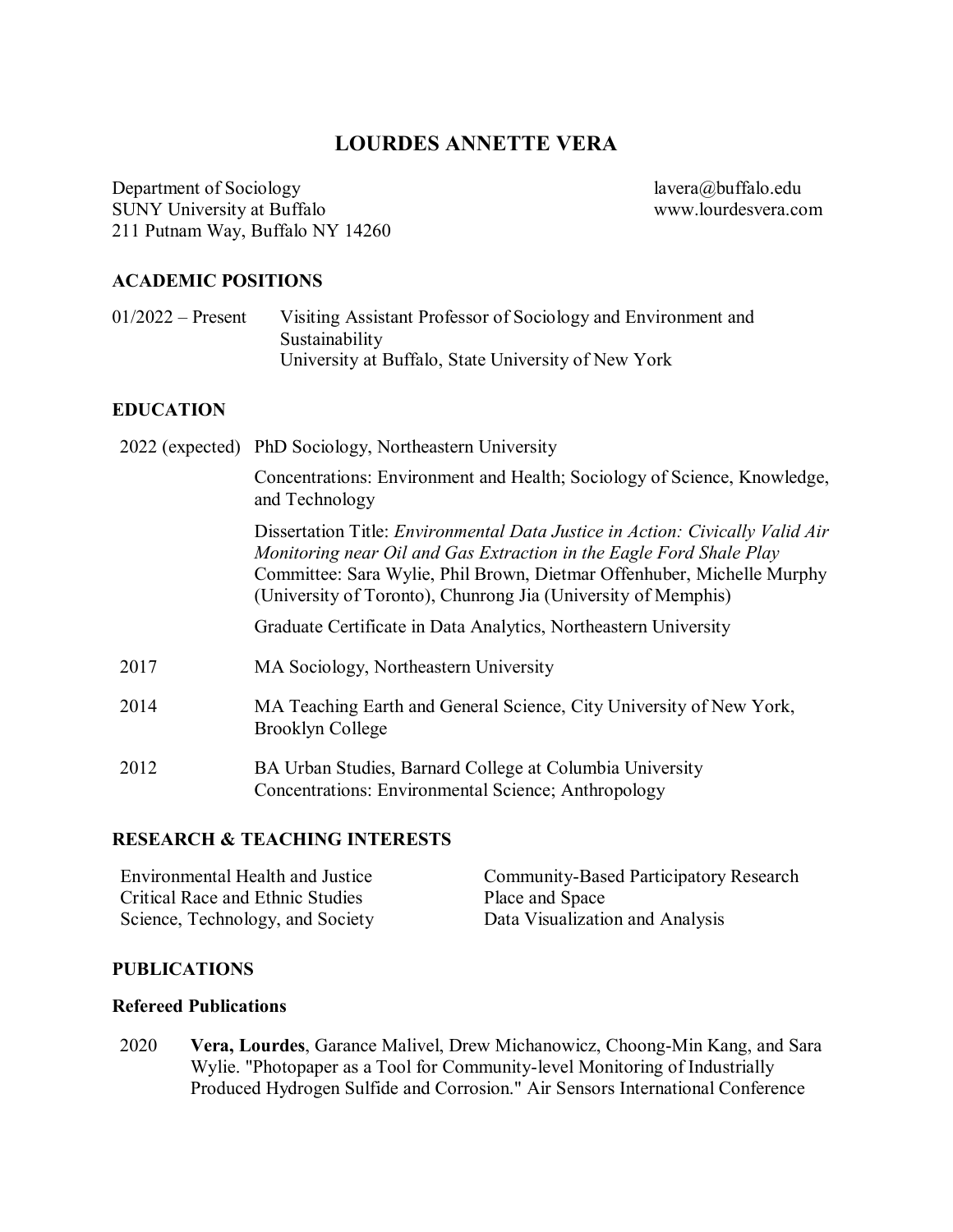# LOURDES ANNETTE VERA

Department of Sociology
SUNY University at Buffalo
211 Putnam Way, Buffalo NY 14260

lavera@buffalo.edu
www.lourdesvera.com

## ACADEMIC POSITIONS

01/2022 – Present Visiting Assistant Professor of Sociology and Environment and Sustainability
University at Buffalo, State University of New York

## EDUCATION

2022 (expected) PhD Sociology, Northeastern University

Concentrations: Environment and Health; Sociology of Science, Knowledge, and Technology

Dissertation Title: *Environmental Data Justice in Action: Civically Valid Air Monitoring near Oil and Gas Extraction in the Eagle Ford Shale Play*
Committee: Sara Wylie, Phil Brown, Dietmar Offenhuber, Michelle Murphy (University of Toronto), Chunrong Jia (University of Memphis)

Graduate Certificate in Data Analytics, Northeastern University

2017 MA Sociology, Northeastern University

2014 MA Teaching Earth and General Science, City University of New York, Brooklyn College

2012 BA Urban Studies, Barnard College at Columbia University
Concentrations: Environmental Science; Anthropology

## RESEARCH & TEACHING INTERESTS

- Environmental Health and Justice
- Critical Race and Ethnic Studies
- Science, Technology, and Society
- Community-Based Participatory Research
- Place and Space
- Data Visualization and Analysis

## PUBLICATIONS

### Refereed Publications

2020 **Vera, Lourdes**, Garance Malivel, Drew Michanowicz, Choong-Min Kang, and Sara Wylie. "Photopaper as a Tool for Community-level Monitoring of Industrially Produced Hydrogen Sulfide and Corrosion." Air Sensors International Conference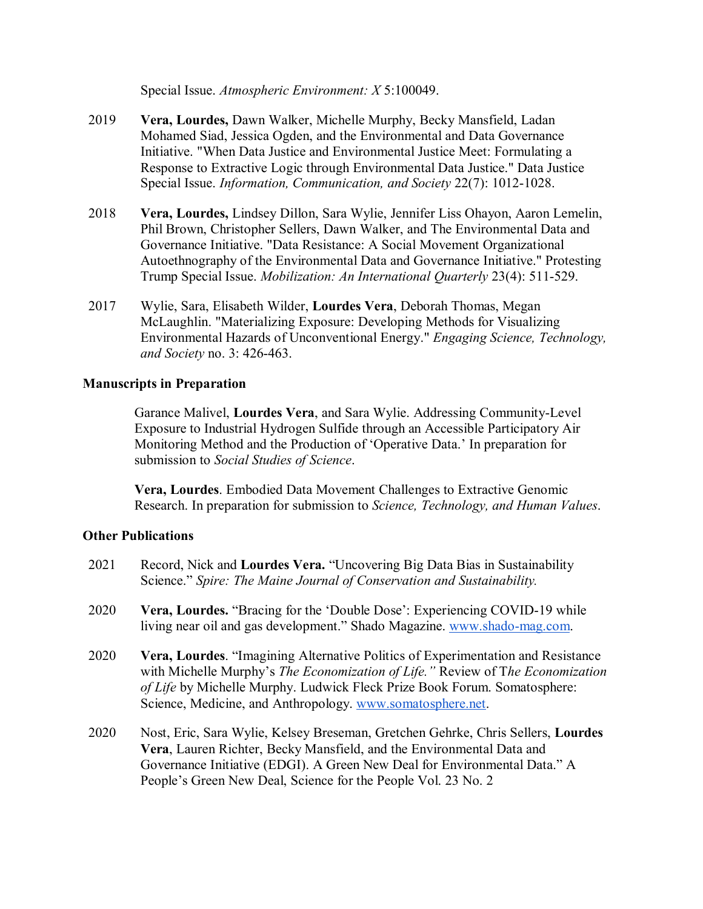Special Issue. *Atmospheric Environment: X* 5:100049.

2019 **Vera, Lourdes,** Dawn Walker, Michelle Murphy, Becky Mansfield, Ladan Mohamed Siad, Jessica Ogden, and the Environmental and Data Governance Initiative. "When Data Justice and Environmental Justice Meet: Formulating a Response to Extractive Logic through Environmental Data Justice." Data Justice Special Issue. *Information, Communication, and Society* 22(7): 1012-1028.

2018 **Vera, Lourdes,** Lindsey Dillon, Sara Wylie, Jennifer Liss Ohayon, Aaron Lemelin, Phil Brown, Christopher Sellers, Dawn Walker, and The Environmental Data and Governance Initiative. "Data Resistance: A Social Movement Organizational Autoethnography of the Environmental Data and Governance Initiative." Protesting Trump Special Issue. *Mobilization: An International Quarterly* 23(4): 511-529.

2017 Wylie, Sara, Elisabeth Wilder, **Lourdes Vera**, Deborah Thomas, Megan McLaughlin. "Materializing Exposure: Developing Methods for Visualizing Environmental Hazards of Unconventional Energy." *Engaging Science, Technology, and Society* no. 3: 426-463.

## Manuscripts in Preparation

Garance Malivel, **Lourdes Vera**, and Sara Wylie. Addressing Community-Level Exposure to Industrial Hydrogen Sulfide through an Accessible Participatory Air Monitoring Method and the Production of 'Operative Data.' In preparation for submission to *Social Studies of Science*.

**Vera, Lourdes**. Embodied Data Movement Challenges to Extractive Genomic Research. In preparation for submission to *Science, Technology, and Human Values*.

## Other Publications

2021 Record, Nick and **Lourdes Vera.** "Uncovering Big Data Bias in Sustainability Science." *Spire: The Maine Journal of Conservation and Sustainability.*

2020 **Vera, Lourdes.** "Bracing for the 'Double Dose': Experiencing COVID-19 while living near oil and gas development." Shado Magazine. www.shado-mag.com.

2020 **Vera, Lourdes**. "Imagining Alternative Politics of Experimentation and Resistance with Michelle Murphy's *The Economization of Life."* Review of T*he Economization of Life* by Michelle Murphy. Ludwick Fleck Prize Book Forum. Somatosphere: Science, Medicine, and Anthropology. www.somatosphere.net.

2020 Nost, Eric, Sara Wylie, Kelsey Breseman, Gretchen Gehrke, Chris Sellers, **Lourdes Vera**, Lauren Richter, Becky Mansfield, and the Environmental Data and Governance Initiative (EDGI). A Green New Deal for Environmental Data." A People's Green New Deal, Science for the People Vol. 23 No. 2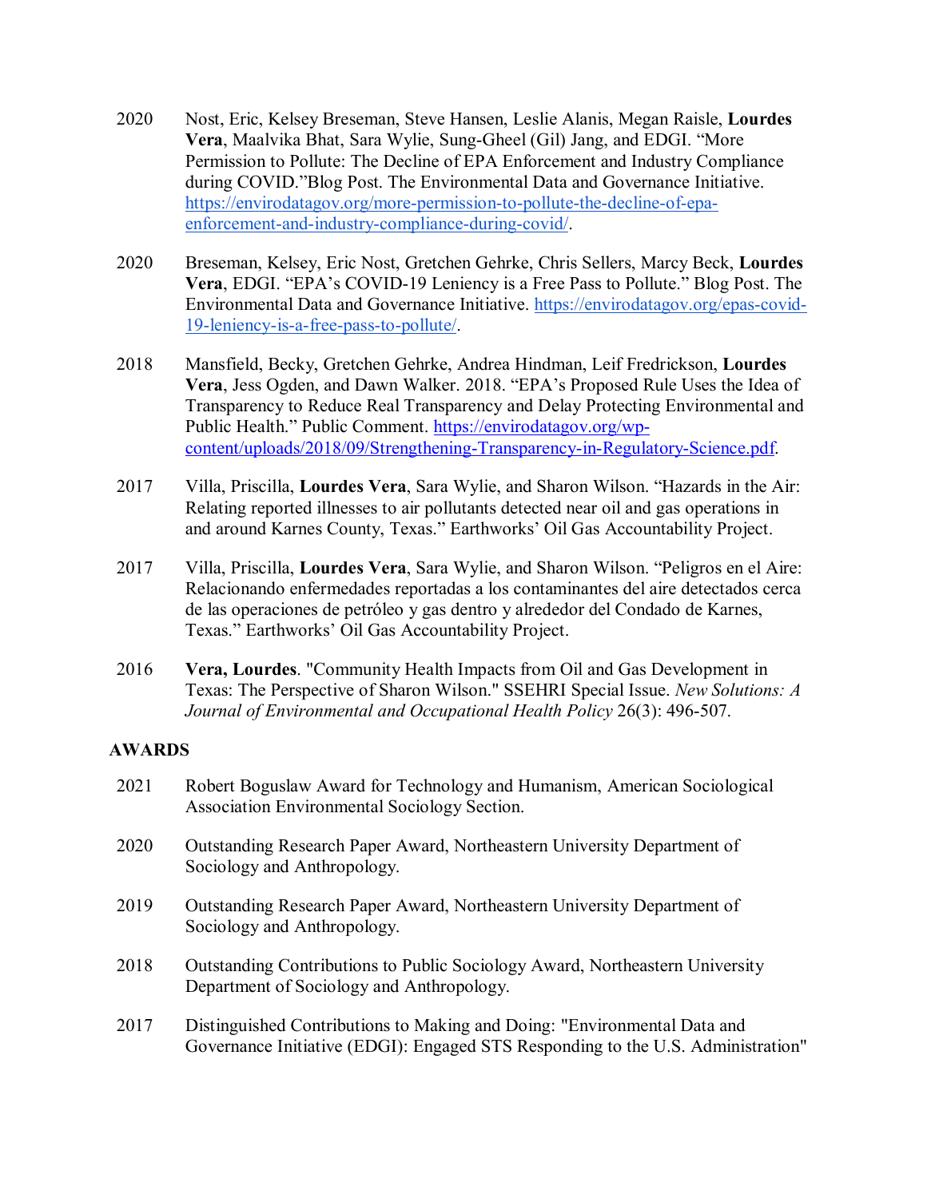2020 Nost, Eric, Kelsey Breseman, Steve Hansen, Leslie Alanis, Megan Raisle, **Lourdes Vera**, Maalvika Bhat, Sara Wylie, Sung-Gheel (Gil) Jang, and EDGI. "More Permission to Pollute: The Decline of EPA Enforcement and Industry Compliance during COVID."Blog Post. The Environmental Data and Governance Initiative. https://envirodatagov.org/more-permission-to-pollute-the-decline-of-epa-enforcement-and-industry-compliance-during-covid/.

2020 Breseman, Kelsey, Eric Nost, Gretchen Gehrke, Chris Sellers, Marcy Beck, **Lourdes Vera**, EDGI. "EPA's COVID-19 Leniency is a Free Pass to Pollute." Blog Post. The Environmental Data and Governance Initiative. https://envirodatagov.org/epas-covid-19-leniency-is-a-free-pass-to-pollute/.

2018 Mansfield, Becky, Gretchen Gehrke, Andrea Hindman, Leif Fredrickson, **Lourdes Vera**, Jess Ogden, and Dawn Walker. 2018. "EPA's Proposed Rule Uses the Idea of Transparency to Reduce Real Transparency and Delay Protecting Environmental and Public Health." Public Comment. https://envirodatagov.org/wp-content/uploads/2018/09/Strengthening-Transparency-in-Regulatory-Science.pdf.

2017 Villa, Priscilla, **Lourdes Vera**, Sara Wylie, and Sharon Wilson. "Hazards in the Air: Relating reported illnesses to air pollutants detected near oil and gas operations in and around Karnes County, Texas." Earthworks' Oil Gas Accountability Project.

2017 Villa, Priscilla, **Lourdes Vera**, Sara Wylie, and Sharon Wilson. "Peligros en el Aire: Relacionando enfermedades reportadas a los contaminantes del aire detectados cerca de las operaciones de petróleo y gas dentro y alrededor del Condado de Karnes, Texas." Earthworks' Oil Gas Accountability Project.

2016 **Vera, Lourdes**. "Community Health Impacts from Oil and Gas Development in Texas: The Perspective of Sharon Wilson." SSEHRI Special Issue. *New Solutions: A Journal of Environmental and Occupational Health Policy* 26(3): 496-507.

## AWARDS

2021 Robert Boguslaw Award for Technology and Humanism, American Sociological Association Environmental Sociology Section.

2020 Outstanding Research Paper Award, Northeastern University Department of Sociology and Anthropology.

2019 Outstanding Research Paper Award, Northeastern University Department of Sociology and Anthropology.

2018 Outstanding Contributions to Public Sociology Award, Northeastern University Department of Sociology and Anthropology.

2017 Distinguished Contributions to Making and Doing: "Environmental Data and Governance Initiative (EDGI): Engaged STS Responding to the U.S. Administration"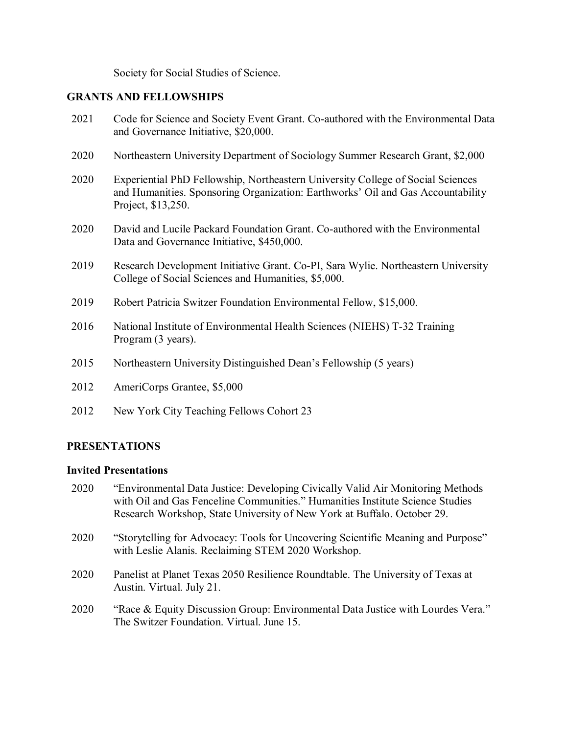Society for Social Studies of Science.

## GRANTS AND FELLOWSHIPS

2021 Code for Science and Society Event Grant. Co-authored with the Environmental Data and Governance Initiative, $20,000.

2020 Northeastern University Department of Sociology Summer Research Grant, $2,000

2020 Experiential PhD Fellowship, Northeastern University College of Social Sciences and Humanities. Sponsoring Organization: Earthworks' Oil and Gas Accountability Project, $13,250.

2020 David and Lucile Packard Foundation Grant. Co-authored with the Environmental Data and Governance Initiative, $450,000.

2019 Research Development Initiative Grant. Co-PI, Sara Wylie. Northeastern University College of Social Sciences and Humanities, $5,000.

2019 Robert Patricia Switzer Foundation Environmental Fellow, $15,000.

2016 National Institute of Environmental Health Sciences (NIEHS) T-32 Training Program (3 years).

2015 Northeastern University Distinguished Dean's Fellowship (5 years)

2012 AmeriCorps Grantee, $5,000

2012 New York City Teaching Fellows Cohort 23

## PRESENTATIONS

### Invited Presentations

2020 "Environmental Data Justice: Developing Civically Valid Air Monitoring Methods with Oil and Gas Fenceline Communities." Humanities Institute Science Studies Research Workshop, State University of New York at Buffalo. October 29.

2020 "Storytelling for Advocacy: Tools for Uncovering Scientific Meaning and Purpose" with Leslie Alanis. Reclaiming STEM 2020 Workshop.

2020 Panelist at Planet Texas 2050 Resilience Roundtable. The University of Texas at Austin. Virtual. July 21.

2020 "Race & Equity Discussion Group: Environmental Data Justice with Lourdes Vera." The Switzer Foundation. Virtual. June 15.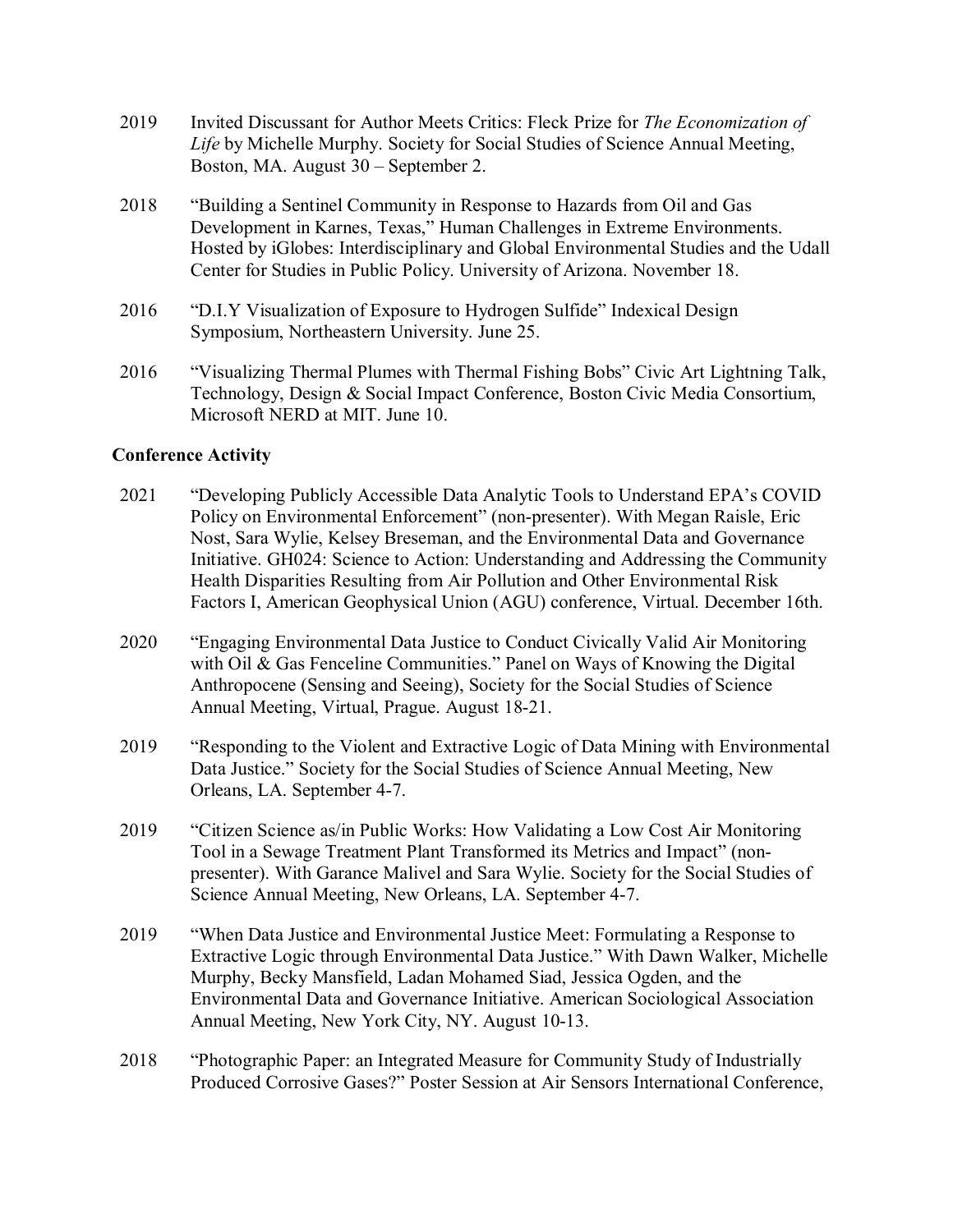2019 Invited Discussant for Author Meets Critics: Fleck Prize for *The Economization of Life* by Michelle Murphy. Society for Social Studies of Science Annual Meeting, Boston, MA. August 30 – September 2.

2018 "Building a Sentinel Community in Response to Hazards from Oil and Gas Development in Karnes, Texas," Human Challenges in Extreme Environments. Hosted by iGlobes: Interdisciplinary and Global Environmental Studies and the Udall Center for Studies in Public Policy. University of Arizona. November 18.

2016 "D.I.Y Visualization of Exposure to Hydrogen Sulfide" Indexical Design Symposium, Northeastern University. June 25.

2016 "Visualizing Thermal Plumes with Thermal Fishing Bobs" Civic Art Lightning Talk, Technology, Design & Social Impact Conference, Boston Civic Media Consortium, Microsoft NERD at MIT. June 10.

**Conference Activity**

2021 "Developing Publicly Accessible Data Analytic Tools to Understand EPA's COVID Policy on Environmental Enforcement" (non-presenter). With Megan Raisle, Eric Nost, Sara Wylie, Kelsey Breseman, and the Environmental Data and Governance Initiative. GH024: Science to Action: Understanding and Addressing the Community Health Disparities Resulting from Air Pollution and Other Environmental Risk Factors I, American Geophysical Union (AGU) conference, Virtual. December 16th.

2020 "Engaging Environmental Data Justice to Conduct Civically Valid Air Monitoring with Oil & Gas Fenceline Communities." Panel on Ways of Knowing the Digital Anthropocene (Sensing and Seeing), Society for the Social Studies of Science Annual Meeting, Virtual, Prague. August 18-21.

2019 "Responding to the Violent and Extractive Logic of Data Mining with Environmental Data Justice." Society for the Social Studies of Science Annual Meeting, New Orleans, LA. September 4-7.

2019 "Citizen Science as/in Public Works: How Validating a Low Cost Air Monitoring Tool in a Sewage Treatment Plant Transformed its Metrics and Impact" (non-presenter). With Garance Malivel and Sara Wylie. Society for the Social Studies of Science Annual Meeting, New Orleans, LA. September 4-7.

2019 "When Data Justice and Environmental Justice Meet: Formulating a Response to Extractive Logic through Environmental Data Justice." With Dawn Walker, Michelle Murphy, Becky Mansfield, Ladan Mohamed Siad, Jessica Ogden, and the Environmental Data and Governance Initiative. American Sociological Association Annual Meeting, New York City, NY. August 10-13.

2018 "Photographic Paper: an Integrated Measure for Community Study of Industrially Produced Corrosive Gases?" Poster Session at Air Sensors International Conference,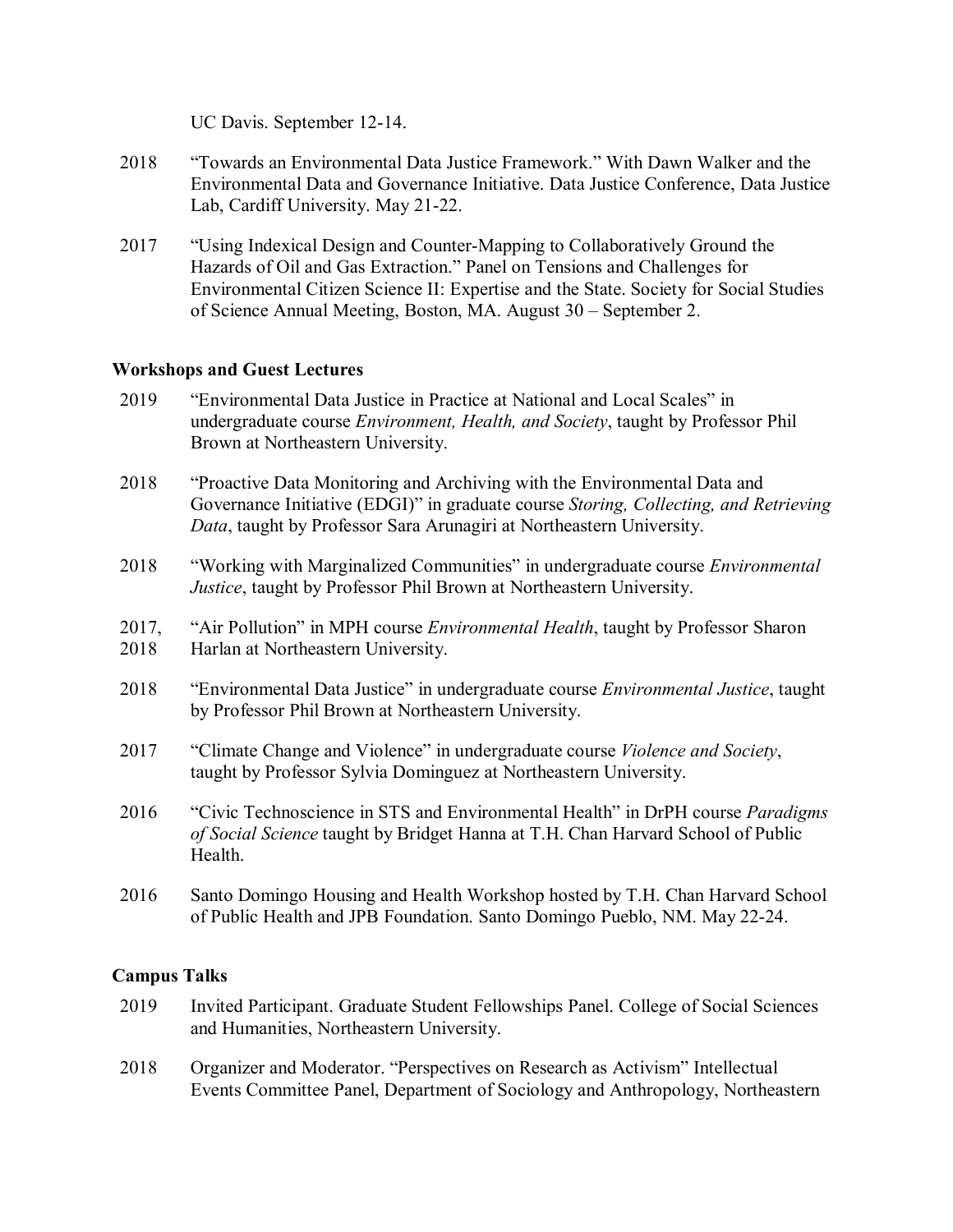UC Davis. September 12-14.

2018 "Towards an Environmental Data Justice Framework." With Dawn Walker and the Environmental Data and Governance Initiative. Data Justice Conference, Data Justice Lab, Cardiff University. May 21-22.

2017 "Using Indexical Design and Counter-Mapping to Collaboratively Ground the Hazards of Oil and Gas Extraction." Panel on Tensions and Challenges for Environmental Citizen Science II: Expertise and the State. Society for Social Studies of Science Annual Meeting, Boston, MA. August 30 – September 2.

**Workshops and Guest Lectures**

2019 "Environmental Data Justice in Practice at National and Local Scales" in undergraduate course *Environment, Health, and Society*, taught by Professor Phil Brown at Northeastern University.

2018 "Proactive Data Monitoring and Archiving with the Environmental Data and Governance Initiative (EDGI)" in graduate course *Storing, Collecting, and Retrieving Data*, taught by Professor Sara Arunagiri at Northeastern University.

2018 "Working with Marginalized Communities" in undergraduate course *Environmental Justice*, taught by Professor Phil Brown at Northeastern University.

2017, 2018 "Air Pollution" in MPH course *Environmental Health*, taught by Professor Sharon Harlan at Northeastern University.

2018 "Environmental Data Justice" in undergraduate course *Environmental Justice*, taught by Professor Phil Brown at Northeastern University.

2017 "Climate Change and Violence" in undergraduate course *Violence and Society*, taught by Professor Sylvia Dominguez at Northeastern University.

2016 "Civic Technoscience in STS and Environmental Health" in DrPH course *Paradigms of Social Science* taught by Bridget Hanna at T.H. Chan Harvard School of Public Health.

2016 Santo Domingo Housing and Health Workshop hosted by T.H. Chan Harvard School of Public Health and JPB Foundation. Santo Domingo Pueblo, NM. May 22-24.

**Campus Talks**

2019 Invited Participant. Graduate Student Fellowships Panel. College of Social Sciences and Humanities, Northeastern University.

2018 Organizer and Moderator. "Perspectives on Research as Activism" Intellectual Events Committee Panel, Department of Sociology and Anthropology, Northeastern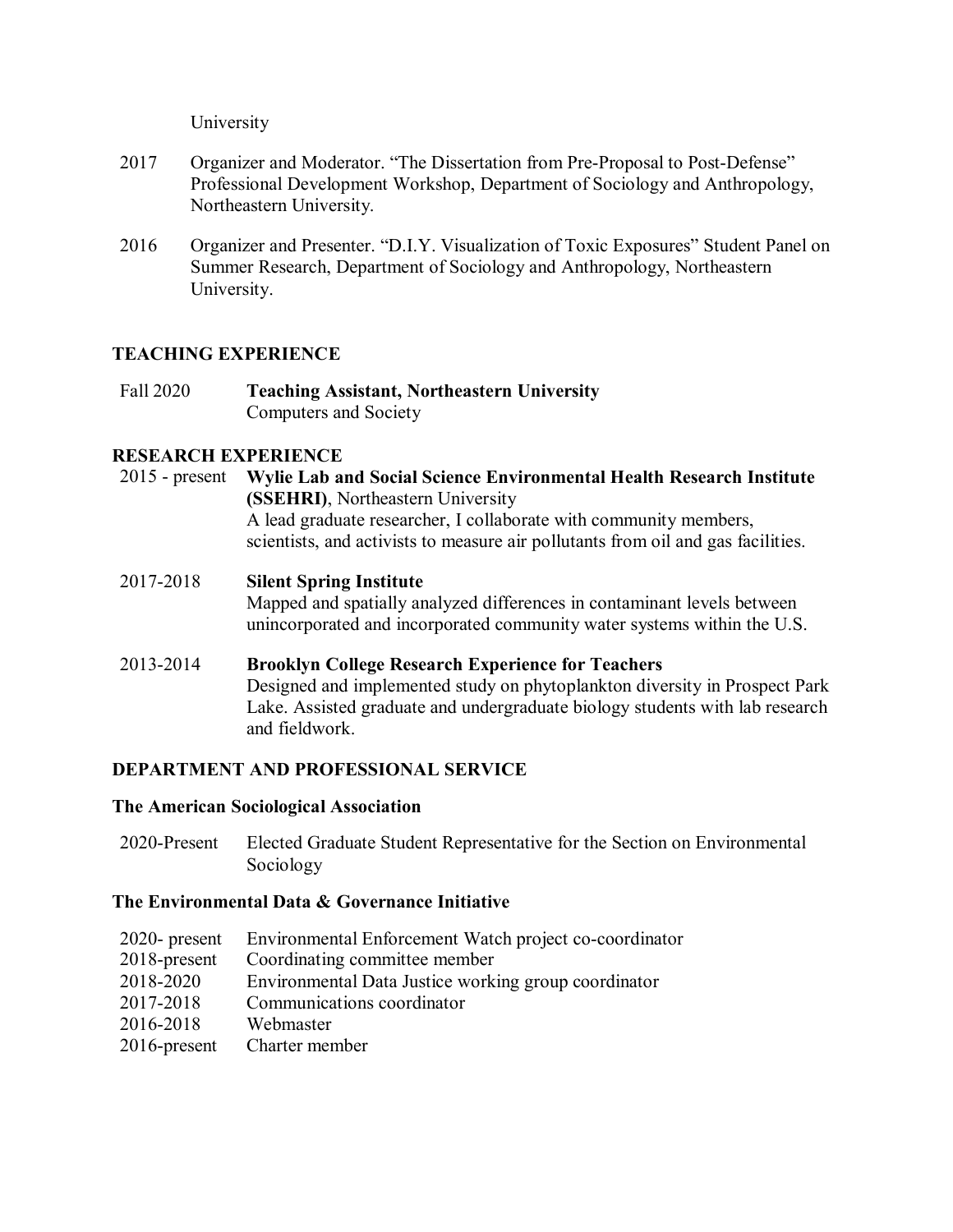University

2017 Organizer and Moderator. “The Dissertation from Pre-Proposal to Post-Defense” Professional Development Workshop, Department of Sociology and Anthropology, Northeastern University.

2016 Organizer and Presenter. “D.I.Y. Visualization of Toxic Exposures” Student Panel on Summer Research, Department of Sociology and Anthropology, Northeastern University.

## TEACHING EXPERIENCE

Fall 2020 **Teaching Assistant, Northeastern University**
Computers and Society

## RESEARCH EXPERIENCE

2015 - present **Wylie Lab and Social Science Environmental Health Research Institute (SSEHRI)**, Northeastern University
A lead graduate researcher, I collaborate with community members, scientists, and activists to measure air pollutants from oil and gas facilities.

2017-2018 **Silent Spring Institute**
Mapped and spatially analyzed differences in contaminant levels between unincorporated and incorporated community water systems within the U.S.

2013-2014 **Brooklyn College Research Experience for Teachers**
Designed and implemented study on phytoplankton diversity in Prospect Park Lake. Assisted graduate and undergraduate biology students with lab research and fieldwork.

## DEPARTMENT AND PROFESSIONAL SERVICE

### The American Sociological Association

2020-Present Elected Graduate Student Representative for the Section on Environmental Sociology

### The Environmental Data & Governance Initiative

2020- present Environmental Enforcement Watch project co-coordinator
2018-present Coordinating committee member
2018-2020 Environmental Data Justice working group coordinator
2017-2018 Communications coordinator
2016-2018 Webmaster
2016-present Charter member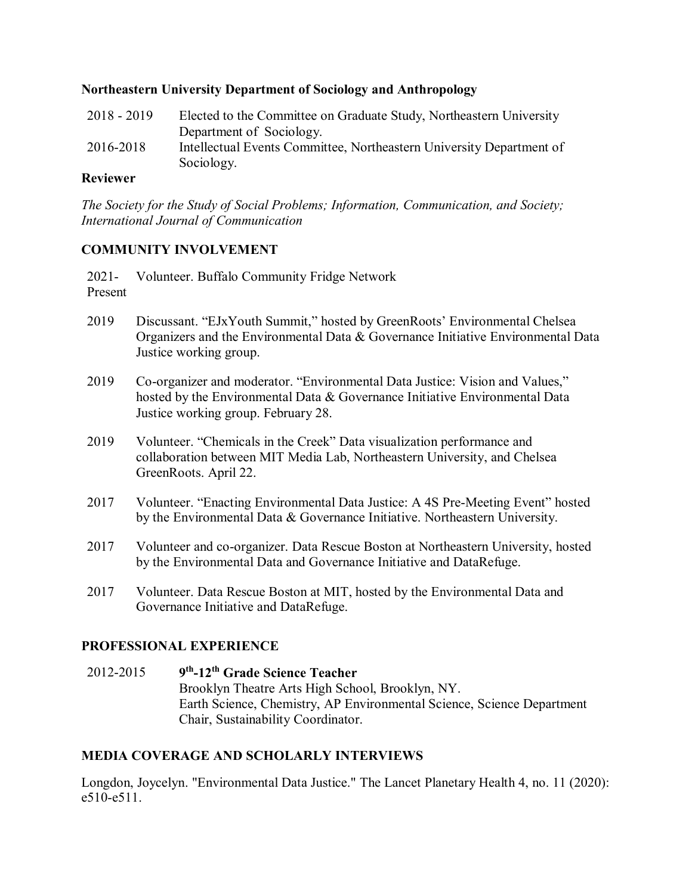**Northeastern University Department of Sociology and Anthropology**

| | |
|---|---|
| 2018 - 2019 | Elected to the Committee on Graduate Study, Northeastern University Department of Sociology. |
| 2016-2018 | Intellectual Events Committee, Northeastern University Department of Sociology. |

**Reviewer**

*The Society for the Study of Social Problems; Information, Communication, and Society; International Journal of Communication*

## COMMUNITY INVOLVEMENT

| | |
|---|---|
| 2021-Present | Volunteer. Buffalo Community Fridge Network |
| 2019 | Discussant. "EJxYouth Summit," hosted by GreenRoots' Environmental Chelsea Organizers and the Environmental Data & Governance Initiative Environmental Data Justice working group. |
| 2019 | Co-organizer and moderator. "Environmental Data Justice: Vision and Values," hosted by the Environmental Data & Governance Initiative Environmental Data Justice working group. February 28. |
| 2019 | Volunteer. "Chemicals in the Creek" Data visualization performance and collaboration between MIT Media Lab, Northeastern University, and Chelsea GreenRoots. April 22. |
| 2017 | Volunteer. "Enacting Environmental Data Justice: A 4S Pre-Meeting Event" hosted by the Environmental Data & Governance Initiative. Northeastern University. |
| 2017 | Volunteer and co-organizer. Data Rescue Boston at Northeastern University, hosted by the Environmental Data and Governance Initiative and DataRefuge. |
| 2017 | Volunteer. Data Rescue Boston at MIT, hosted by the Environmental Data and Governance Initiative and DataRefuge. |

## PROFESSIONAL EXPERIENCE

| | |
|---|---|
| 2012-2015 | **9th-12th Grade Science Teacher**<br>Brooklyn Theatre Arts High School, Brooklyn, NY.<br>Earth Science, Chemistry, AP Environmental Science, Science Department Chair, Sustainability Coordinator. |

## MEDIA COVERAGE AND SCHOLARLY INTERVIEWS

Longdon, Joycelyn. "Environmental Data Justice." The Lancet Planetary Health 4, no. 11 (2020): e510-e511.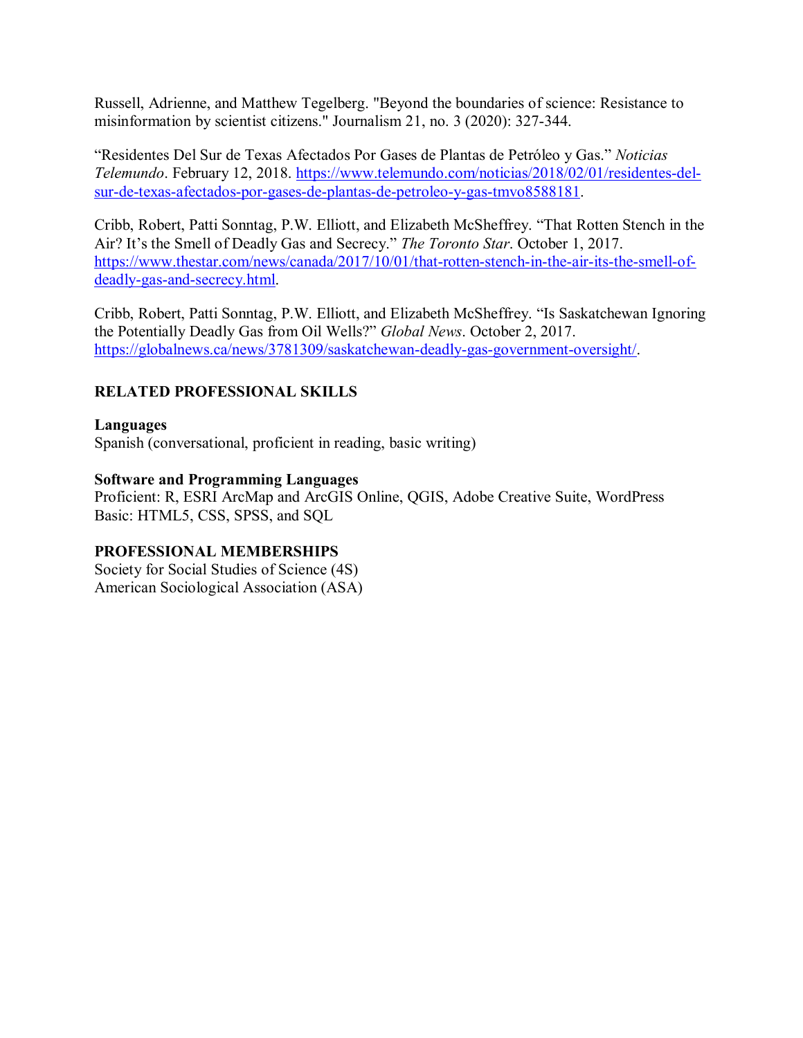Russell, Adrienne, and Matthew Tegelberg. "Beyond the boundaries of science: Resistance to misinformation by scientist citizens." Journalism 21, no. 3 (2020): 327-344.

"Residentes Del Sur de Texas Afectados Por Gases de Plantas de Petróleo y Gas." *Noticias Telemundo*. February 12, 2018. [https://www.telemundo.com/noticias/2018/02/01/residentes-del-sur-de-texas-afectados-por-gases-de-plantas-de-petroleo-y-gas-tmvo8588181](https://www.telemundo.com/noticias/2018/02/01/residentes-del-sur-de-texas-afectados-por-gases-de-plantas-de-petroleo-y-gas-tmvo8588181).

Cribb, Robert, Patti Sonntag, P.W. Elliott, and Elizabeth McSheffrey. "That Rotten Stench in the Air? It's the Smell of Deadly Gas and Secrecy." *The Toronto Star*. October 1, 2017. [https://www.thestar.com/news/canada/2017/10/01/that-rotten-stench-in-the-air-its-the-smell-of-deadly-gas-and-secrecy.html](https://www.thestar.com/news/canada/2017/10/01/that-rotten-stench-in-the-air-its-the-smell-of-deadly-gas-and-secrecy.html).

Cribb, Robert, Patti Sonntag, P.W. Elliott, and Elizabeth McSheffrey. "Is Saskatchewan Ignoring the Potentially Deadly Gas from Oil Wells?" *Global News*. October 2, 2017. [https://globalnews.ca/news/3781309/saskatchewan-deadly-gas-government-oversight/](https://globalnews.ca/news/3781309/saskatchewan-deadly-gas-government-oversight/).

## RELATED PROFESSIONAL SKILLS

**Languages**
Spanish (conversational, proficient in reading, basic writing)

**Software and Programming Languages**
Proficient: R, ESRI ArcMap and ArcGIS Online, QGIS, Adobe Creative Suite, WordPress
Basic: HTML5, CSS, SPSS, and SQL

## PROFESSIONAL MEMBERSHIPS

Society for Social Studies of Science (4S)
American Sociological Association (ASA)